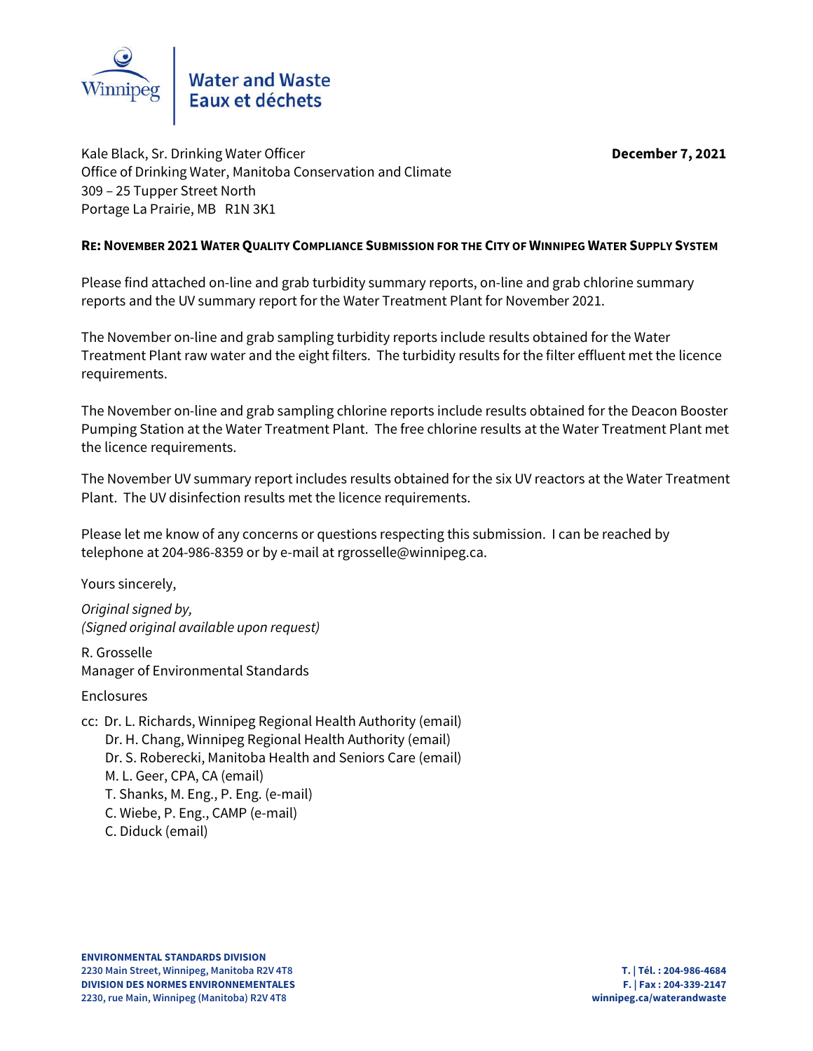Water and Waste
Eaux et déchets

Kale Black, Sr. Drinking Water Officer
Office of Drinking Water, Manitoba Conservation and Climate
309 – 25 Tupper Street North
Portage La Prairie, MB R1N 3K1

**December 7, 2021**

**RE: NOVEMBER 2021 WATER QUALITY COMPLIANCE SUBMISSION FOR THE CITY OF WINNIPEG WATER SUPPLY SYSTEM**

Please find attached on-line and grab turbidity summary reports, on-line and grab chlorine summary reports and the UV summary report for the Water Treatment Plant for November 2021.

The November on-line and grab sampling turbidity reports include results obtained for the Water Treatment Plant raw water and the eight filters. The turbidity results for the filter effluent met the licence requirements.

The November on-line and grab sampling chlorine reports include results obtained for the Deacon Booster Pumping Station at the Water Treatment Plant. The free chlorine results at the Water Treatment Plant met the licence requirements.

The November UV summary report includes results obtained for the six UV reactors at the Water Treatment Plant. The UV disinfection results met the licence requirements.

Please let me know of any concerns or questions respecting this submission. I can be reached by telephone at 204-986-8359 or by e-mail at rgrosselle@winnipeg.ca.

Yours sincerely,

*Original signed by,*
*(Signed original available upon request)*

R. Grosselle
Manager of Environmental Standards

Enclosures

cc: Dr. L. Richards, Winnipeg Regional Health Authority (email)
Dr. H. Chang, Winnipeg Regional Health Authority (email)
Dr. S. Roberecki, Manitoba Health and Seniors Care (email)
M. L. Geer, CPA, CA (email)
T. Shanks, M. Eng., P. Eng. (e-mail)
C. Wiebe, P. Eng., CAMP (e-mail)
C. Diduck (email)

**ENVIRONMENTAL STANDARDS DIVISION**
**2230 Main Street, Winnipeg, Manitoba R2V 4T8**
**DIVISION DES NORMES ENVIRONNEMENTALES**
**2230, rue Main, Winnipeg (Manitoba) R2V 4T8**

**T. | Tél. : 204-986-4684**
**F. | Fax : 204-339-2147**
**winnipeg.ca/waterandwaste**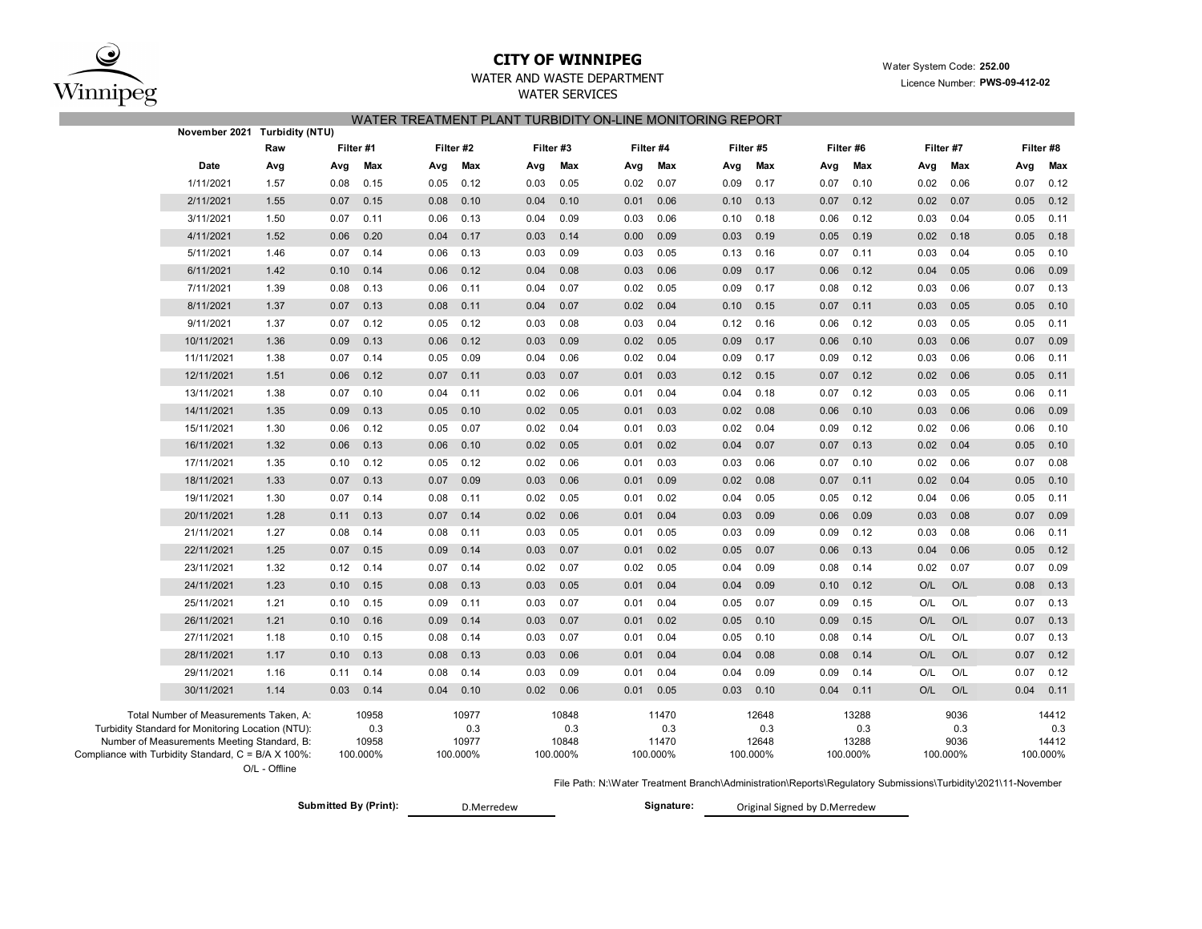# CITY OF WINNIPEG

WATER AND WASTE DEPARTMENT

WATER SERVICES

Water System Code: **252.00**

Licence Number: **PWS-09-412-02**

## WATER TREATMENT PLANT TURBIDITY ON-LINE MONITORING REPORT

**November 2021 Turbidity (NTU)**

| | Raw | Filter #1 | | Filter #2 | | Filter #3 | | Filter #4 | | Filter #5 | | Filter #6 | | Filter #7 | | Filter #8 | |
|---|---|---|---|---|---|---|---|---|---|---|---|---|---|---|---|---|---|
| **Date** | **Avg** | **Avg** | **Max** | **Avg** | **Max** | **Avg** | **Max** | **Avg** | **Max** | **Avg** | **Max** | **Avg** | **Max** | **Avg** | **Max** | **Avg** | **Max** |
| 1/11/2021 | 1.57 | 0.08 | 0.15 | 0.05 | 0.12 | 0.03 | 0.05 | 0.02 | 0.07 | 0.09 | 0.17 | 0.07 | 0.10 | 0.02 | 0.06 | 0.07 | 0.12 |
| 2/11/2021 | 1.55 | 0.07 | 0.15 | 0.08 | 0.10 | 0.04 | 0.10 | 0.01 | 0.06 | 0.10 | 0.13 | 0.07 | 0.12 | 0.02 | 0.07 | 0.05 | 0.12 |
| 3/11/2021 | 1.50 | 0.07 | 0.11 | 0.06 | 0.13 | 0.04 | 0.09 | 0.03 | 0.06 | 0.10 | 0.18 | 0.06 | 0.12 | 0.03 | 0.04 | 0.05 | 0.11 |
| 4/11/2021 | 1.52 | 0.06 | 0.20 | 0.04 | 0.17 | 0.03 | 0.14 | 0.00 | 0.09 | 0.03 | 0.19 | 0.05 | 0.19 | 0.02 | 0.18 | 0.05 | 0.18 |
| 5/11/2021 | 1.46 | 0.07 | 0.14 | 0.06 | 0.13 | 0.03 | 0.09 | 0.03 | 0.05 | 0.13 | 0.16 | 0.07 | 0.11 | 0.03 | 0.04 | 0.05 | 0.10 |
| 6/11/2021 | 1.42 | 0.10 | 0.14 | 0.06 | 0.12 | 0.04 | 0.08 | 0.03 | 0.06 | 0.09 | 0.17 | 0.06 | 0.12 | 0.04 | 0.05 | 0.06 | 0.09 |
| 7/11/2021 | 1.39 | 0.08 | 0.13 | 0.06 | 0.11 | 0.04 | 0.07 | 0.02 | 0.05 | 0.09 | 0.17 | 0.08 | 0.12 | 0.03 | 0.06 | 0.07 | 0.13 |
| 8/11/2021 | 1.37 | 0.07 | 0.13 | 0.08 | 0.11 | 0.04 | 0.07 | 0.02 | 0.04 | 0.10 | 0.15 | 0.07 | 0.11 | 0.03 | 0.05 | 0.05 | 0.10 |
| 9/11/2021 | 1.37 | 0.07 | 0.12 | 0.05 | 0.12 | 0.03 | 0.08 | 0.03 | 0.04 | 0.12 | 0.16 | 0.06 | 0.12 | 0.03 | 0.05 | 0.05 | 0.11 |
| 10/11/2021 | 1.36 | 0.09 | 0.13 | 0.06 | 0.12 | 0.03 | 0.09 | 0.02 | 0.05 | 0.09 | 0.17 | 0.06 | 0.10 | 0.03 | 0.06 | 0.07 | 0.09 |
| 11/11/2021 | 1.38 | 0.07 | 0.14 | 0.05 | 0.09 | 0.04 | 0.06 | 0.02 | 0.04 | 0.09 | 0.17 | 0.09 | 0.12 | 0.03 | 0.06 | 0.06 | 0.11 |
| 12/11/2021 | 1.51 | 0.06 | 0.12 | 0.07 | 0.11 | 0.03 | 0.07 | 0.01 | 0.03 | 0.12 | 0.15 | 0.07 | 0.12 | 0.02 | 0.06 | 0.05 | 0.11 |
| 13/11/2021 | 1.38 | 0.07 | 0.10 | 0.04 | 0.11 | 0.02 | 0.06 | 0.01 | 0.04 | 0.04 | 0.18 | 0.07 | 0.12 | 0.03 | 0.05 | 0.06 | 0.11 |
| 14/11/2021 | 1.35 | 0.09 | 0.13 | 0.05 | 0.10 | 0.02 | 0.05 | 0.01 | 0.03 | 0.02 | 0.08 | 0.06 | 0.10 | 0.03 | 0.06 | 0.06 | 0.09 |
| 15/11/2021 | 1.30 | 0.06 | 0.12 | 0.05 | 0.07 | 0.02 | 0.04 | 0.01 | 0.03 | 0.02 | 0.04 | 0.09 | 0.12 | 0.02 | 0.06 | 0.06 | 0.10 |
| 16/11/2021 | 1.32 | 0.06 | 0.13 | 0.06 | 0.10 | 0.02 | 0.05 | 0.01 | 0.02 | 0.04 | 0.07 | 0.07 | 0.13 | 0.02 | 0.04 | 0.05 | 0.10 |
| 17/11/2021 | 1.35 | 0.10 | 0.12 | 0.05 | 0.12 | 0.02 | 0.06 | 0.01 | 0.03 | 0.03 | 0.06 | 0.07 | 0.10 | 0.02 | 0.06 | 0.07 | 0.08 |
| 18/11/2021 | 1.33 | 0.07 | 0.13 | 0.07 | 0.09 | 0.03 | 0.06 | 0.01 | 0.09 | 0.02 | 0.08 | 0.07 | 0.11 | 0.02 | 0.04 | 0.05 | 0.10 |
| 19/11/2021 | 1.30 | 0.07 | 0.14 | 0.08 | 0.11 | 0.02 | 0.05 | 0.01 | 0.02 | 0.04 | 0.05 | 0.05 | 0.12 | 0.04 | 0.06 | 0.05 | 0.11 |
| 20/11/2021 | 1.28 | 0.11 | 0.13 | 0.07 | 0.14 | 0.02 | 0.06 | 0.01 | 0.04 | 0.03 | 0.09 | 0.06 | 0.09 | 0.03 | 0.08 | 0.07 | 0.09 |
| 21/11/2021 | 1.27 | 0.08 | 0.14 | 0.08 | 0.11 | 0.03 | 0.05 | 0.01 | 0.05 | 0.03 | 0.09 | 0.09 | 0.12 | 0.03 | 0.08 | 0.06 | 0.11 |
| 22/11/2021 | 1.25 | 0.07 | 0.15 | 0.09 | 0.14 | 0.03 | 0.07 | 0.01 | 0.02 | 0.05 | 0.07 | 0.06 | 0.13 | 0.04 | 0.06 | 0.05 | 0.12 |
| 23/11/2021 | 1.32 | 0.12 | 0.14 | 0.07 | 0.14 | 0.02 | 0.07 | 0.02 | 0.05 | 0.04 | 0.09 | 0.08 | 0.14 | 0.02 | 0.07 | 0.07 | 0.09 |
| 24/11/2021 | 1.23 | 0.10 | 0.15 | 0.08 | 0.13 | 0.03 | 0.05 | 0.01 | 0.04 | 0.04 | 0.09 | 0.10 | 0.12 | O/L | O/L | 0.08 | 0.13 |
| 25/11/2021 | 1.21 | 0.10 | 0.15 | 0.09 | 0.11 | 0.03 | 0.07 | 0.01 | 0.04 | 0.05 | 0.07 | 0.09 | 0.15 | O/L | O/L | 0.07 | 0.13 |
| 26/11/2021 | 1.21 | 0.10 | 0.16 | 0.09 | 0.14 | 0.03 | 0.07 | 0.01 | 0.02 | 0.05 | 0.10 | 0.09 | 0.15 | O/L | O/L | 0.07 | 0.13 |
| 27/11/2021 | 1.18 | 0.10 | 0.15 | 0.08 | 0.14 | 0.03 | 0.07 | 0.01 | 0.04 | 0.05 | 0.10 | 0.08 | 0.14 | O/L | O/L | 0.07 | 0.13 |
| 28/11/2021 | 1.17 | 0.10 | 0.13 | 0.08 | 0.13 | 0.03 | 0.06 | 0.01 | 0.04 | 0.04 | 0.08 | 0.08 | 0.14 | O/L | O/L | 0.07 | 0.12 |
| 29/11/2021 | 1.16 | 0.11 | 0.14 | 0.08 | 0.14 | 0.03 | 0.09 | 0.01 | 0.04 | 0.04 | 0.09 | 0.09 | 0.14 | O/L | O/L | 0.07 | 0.12 |
| 30/11/2021 | 1.14 | 0.03 | 0.14 | 0.04 | 0.10 | 0.02 | 0.06 | 0.01 | 0.05 | 0.03 | 0.10 | 0.04 | 0.11 | O/L | O/L | 0.04 | 0.11 |

| | Filter #1 | Filter #2 | Filter #3 | Filter #4 | Filter #5 | Filter #6 | Filter #7 | Filter #8 |
|---|---|---|---|---|---|---|---|---|
| Total Number of Measurements Taken, A: | 10958 | 10977 | 10848 | 11470 | 12648 | 13288 | 9036 | 14412 |
| Turbidity Standard for Monitoring Location (NTU): | 0.3 | 0.3 | 0.3 | 0.3 | 0.3 | 0.3 | 0.3 | 0.3 |
| Number of Measurements Meeting Standard, B: | 10958 | 10977 | 10848 | 11470 | 12648 | 13288 | 9036 | 14412 |
| Compliance with Turbidity Standard, C = B/A X 100%: | 100.000% | 100.000% | 100.000% | 100.000% | 100.000% | 100.000% | 100.000% | 100.000% |

O/L - Offline

File Path: N:\Water Treatment Branch\Administration\Reports\Regulatory Submissions\Turbidity\2021\11-November

**Submitted By (Print):** D.Merredew

**Signature:** Original Signed by D.Merredew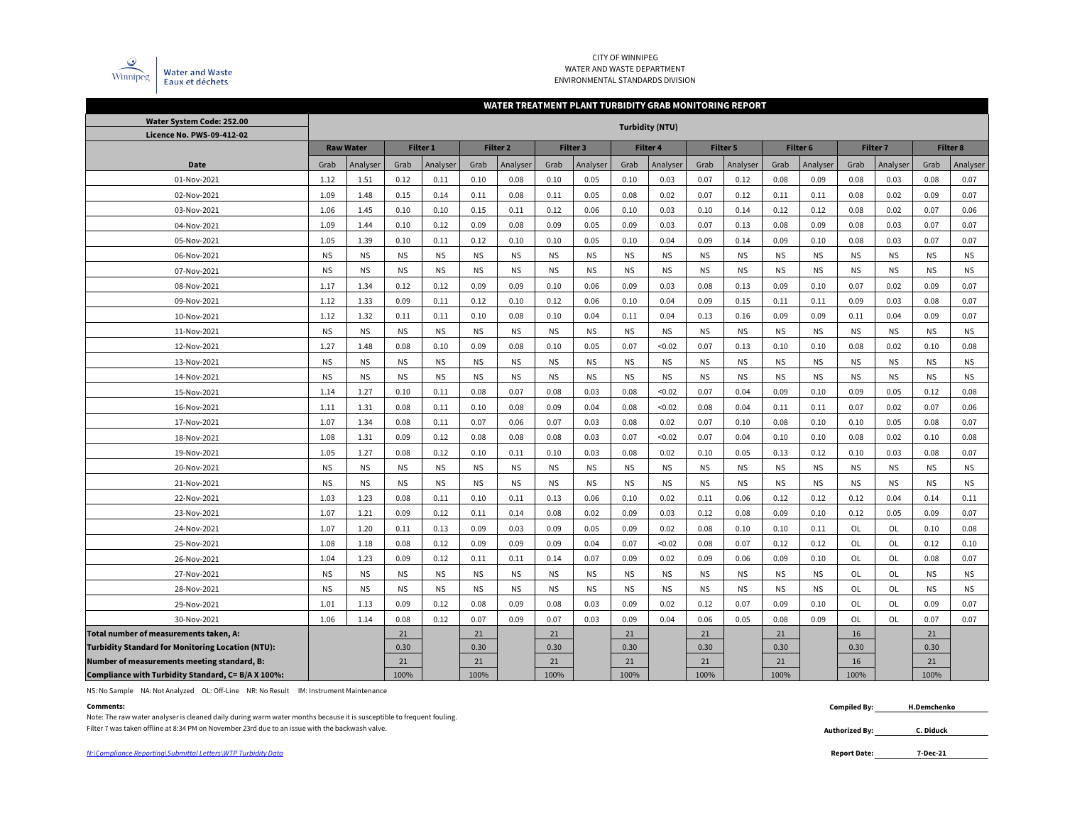Winnipeg Water and Waste Eaux et déchets

CITY OF WINNIPEG
WATER AND WASTE DEPARTMENT
ENVIRONMENTAL STANDARDS DIVISION

## WATER TREATMENT PLANT TURBIDITY GRAB MONITORING REPORT

| Water System Code: 252.00 Licence No. PWS-09-412-02 | Turbidity (NTU) | | | | | | | | | | | | | | | | | |
|---|---|---|---|---|---|---|---|---|---|---|---|---|---|---|---|---|---|---|
| | Raw Water | | Filter 1 | | Filter 2 | | Filter 3 | | Filter 4 | | Filter 5 | | Filter 6 | | Filter 7 | | Filter 8 | |
| Date | Grab | Analyser | Grab | Analyser | Grab | Analyser | Grab | Analyser | Grab | Analyser | Grab | Analyser | Grab | Analyser | Grab | Analyser | Grab | Analyser |
| 01-Nov-2021 | 1.12 | 1.51 | 0.12 | 0.11 | 0.10 | 0.08 | 0.10 | 0.05 | 0.10 | 0.03 | 0.07 | 0.12 | 0.08 | 0.09 | 0.08 | 0.03 | 0.08 | 0.07 |
| 02-Nov-2021 | 1.09 | 1.48 | 0.15 | 0.14 | 0.11 | 0.08 | 0.11 | 0.05 | 0.08 | 0.02 | 0.07 | 0.12 | 0.11 | 0.11 | 0.08 | 0.02 | 0.09 | 0.07 |
| 03-Nov-2021 | 1.06 | 1.45 | 0.10 | 0.10 | 0.15 | 0.11 | 0.12 | 0.06 | 0.10 | 0.03 | 0.10 | 0.14 | 0.12 | 0.12 | 0.08 | 0.02 | 0.07 | 0.06 |
| 04-Nov-2021 | 1.09 | 1.44 | 0.10 | 0.12 | 0.09 | 0.08 | 0.09 | 0.05 | 0.09 | 0.03 | 0.07 | 0.13 | 0.08 | 0.09 | 0.08 | 0.03 | 0.07 | 0.07 |
| 05-Nov-2021 | 1.05 | 1.39 | 0.10 | 0.11 | 0.12 | 0.10 | 0.10 | 0.05 | 0.10 | 0.04 | 0.09 | 0.14 | 0.09 | 0.10 | 0.08 | 0.03 | 0.07 | 0.07 |
| 06-Nov-2021 | NS | NS | NS | NS | NS | NS | NS | NS | NS | NS | NS | NS | NS | NS | NS | NS | NS | NS |
| 07-Nov-2021 | NS | NS | NS | NS | NS | NS | NS | NS | NS | NS | NS | NS | NS | NS | NS | NS | NS | NS |
| 08-Nov-2021 | 1.17 | 1.34 | 0.12 | 0.12 | 0.09 | 0.09 | 0.10 | 0.06 | 0.09 | 0.03 | 0.08 | 0.13 | 0.09 | 0.10 | 0.07 | 0.02 | 0.09 | 0.07 |
| 09-Nov-2021 | 1.12 | 1.33 | 0.09 | 0.11 | 0.12 | 0.10 | 0.12 | 0.06 | 0.10 | 0.04 | 0.09 | 0.15 | 0.11 | 0.11 | 0.09 | 0.03 | 0.08 | 0.07 |
| 10-Nov-2021 | 1.12 | 1.32 | 0.11 | 0.11 | 0.10 | 0.08 | 0.10 | 0.04 | 0.11 | 0.04 | 0.13 | 0.16 | 0.09 | 0.09 | 0.11 | 0.04 | 0.09 | 0.07 |
| 11-Nov-2021 | NS | NS | NS | NS | NS | NS | NS | NS | NS | NS | NS | NS | NS | NS | NS | NS | NS | NS |
| 12-Nov-2021 | 1.27 | 1.48 | 0.08 | 0.10 | 0.09 | 0.08 | 0.10 | 0.05 | 0.07 | <0.02 | 0.07 | 0.13 | 0.10 | 0.10 | 0.08 | 0.02 | 0.10 | 0.08 |
| 13-Nov-2021 | NS | NS | NS | NS | NS | NS | NS | NS | NS | NS | NS | NS | NS | NS | NS | NS | NS | NS |
| 14-Nov-2021 | NS | NS | NS | NS | NS | NS | NS | NS | NS | NS | NS | NS | NS | NS | NS | NS | NS | NS |
| 15-Nov-2021 | 1.14 | 1.27 | 0.10 | 0.11 | 0.08 | 0.07 | 0.08 | 0.03 | 0.08 | <0.02 | 0.07 | 0.04 | 0.09 | 0.10 | 0.09 | 0.05 | 0.12 | 0.08 |
| 16-Nov-2021 | 1.11 | 1.31 | 0.08 | 0.11 | 0.10 | 0.08 | 0.09 | 0.04 | 0.08 | <0.02 | 0.08 | 0.04 | 0.11 | 0.11 | 0.07 | 0.02 | 0.07 | 0.06 |
| 17-Nov-2021 | 1.07 | 1.34 | 0.08 | 0.11 | 0.07 | 0.06 | 0.07 | 0.03 | 0.08 | 0.02 | 0.07 | 0.10 | 0.08 | 0.10 | 0.10 | 0.05 | 0.08 | 0.07 |
| 18-Nov-2021 | 1.08 | 1.31 | 0.09 | 0.12 | 0.08 | 0.08 | 0.08 | 0.03 | 0.07 | <0.02 | 0.07 | 0.04 | 0.10 | 0.10 | 0.08 | 0.02 | 0.10 | 0.08 |
| 19-Nov-2021 | 1.05 | 1.27 | 0.08 | 0.12 | 0.10 | 0.11 | 0.10 | 0.03 | 0.08 | 0.02 | 0.10 | 0.05 | 0.13 | 0.12 | 0.10 | 0.03 | 0.08 | 0.07 |
| 20-Nov-2021 | NS | NS | NS | NS | NS | NS | NS | NS | NS | NS | NS | NS | NS | NS | NS | NS | NS | NS |
| 21-Nov-2021 | NS | NS | NS | NS | NS | NS | NS | NS | NS | NS | NS | NS | NS | NS | NS | NS | NS | NS |
| 22-Nov-2021 | 1.03 | 1.23 | 0.08 | 0.11 | 0.10 | 0.11 | 0.13 | 0.06 | 0.10 | 0.02 | 0.11 | 0.06 | 0.12 | 0.12 | 0.12 | 0.04 | 0.14 | 0.11 |
| 23-Nov-2021 | 1.07 | 1.21 | 0.09 | 0.12 | 0.11 | 0.14 | 0.08 | 0.02 | 0.09 | 0.03 | 0.12 | 0.08 | 0.09 | 0.10 | 0.12 | 0.05 | 0.09 | 0.07 |
| 24-Nov-2021 | 1.07 | 1.20 | 0.11 | 0.13 | 0.09 | 0.03 | 0.09 | 0.05 | 0.09 | 0.02 | 0.08 | 0.10 | 0.10 | 0.11 | OL | OL | 0.10 | 0.08 |
| 25-Nov-2021 | 1.08 | 1.18 | 0.08 | 0.12 | 0.09 | 0.09 | 0.09 | 0.04 | 0.07 | <0.02 | 0.08 | 0.07 | 0.12 | 0.12 | OL | OL | 0.12 | 0.10 |
| 26-Nov-2021 | 1.04 | 1.23 | 0.09 | 0.12 | 0.11 | 0.11 | 0.14 | 0.07 | 0.09 | 0.02 | 0.09 | 0.06 | 0.09 | 0.10 | OL | OL | 0.08 | 0.07 |
| 27-Nov-2021 | NS | NS | NS | NS | NS | NS | NS | NS | NS | NS | NS | NS | NS | NS | OL | OL | NS | NS |
| 28-Nov-2021 | NS | NS | NS | NS | NS | NS | NS | NS | NS | NS | NS | NS | NS | NS | OL | OL | NS | NS |
| 29-Nov-2021 | 1.01 | 1.13 | 0.09 | 0.12 | 0.08 | 0.09 | 0.08 | 0.03 | 0.09 | 0.02 | 0.12 | 0.07 | 0.09 | 0.10 | OL | OL | 0.09 | 0.07 |
| 30-Nov-2021 | 1.06 | 1.14 | 0.08 | 0.12 | 0.07 | 0.09 | 0.07 | 0.03 | 0.09 | 0.04 | 0.06 | 0.05 | 0.08 | 0.09 | OL | OL | 0.07 | 0.07 |
| **Total number of measurements taken, A:** | | | 21 | | 21 | | 21 | | 21 | | 21 | | 21 | | 16 | | 21 | |
| **Turbidity Standard for Monitoring Location (NTU):** | | | 0.30 | | 0.30 | | 0.30 | | 0.30 | | 0.30 | | 0.30 | | 0.30 | | 0.30 | |
| **Number of measurements meeting standard, B:** | | | 21 | | 21 | | 21 | | 21 | | 21 | | 21 | | 16 | | 21 | |
| **Compliance with Turbidity Standard, C= B/A X 100%:** | | | 100% | | 100% | | 100% | | 100% | | 100% | | 100% | | 100% | | 100% | |

NS: No Sample NA: Not Analyzed OL: Off-Line NR: No Result IM: Instrument Maintenance

**Comments:**

Note: The raw water analyser is cleaned daily during warm water months because it is susceptible to frequent fouling.
Filter 7 was taken offline at 8:34 PM on November 23rd due to an issue with the backwash valve.

**Compiled By:** H.Demchenko

**Authorized By:** C. Diduck

**Report Date:** 7-Dec-21

*N:\Compliance Reporting\Submittal Letters\WTP Turbidity Data*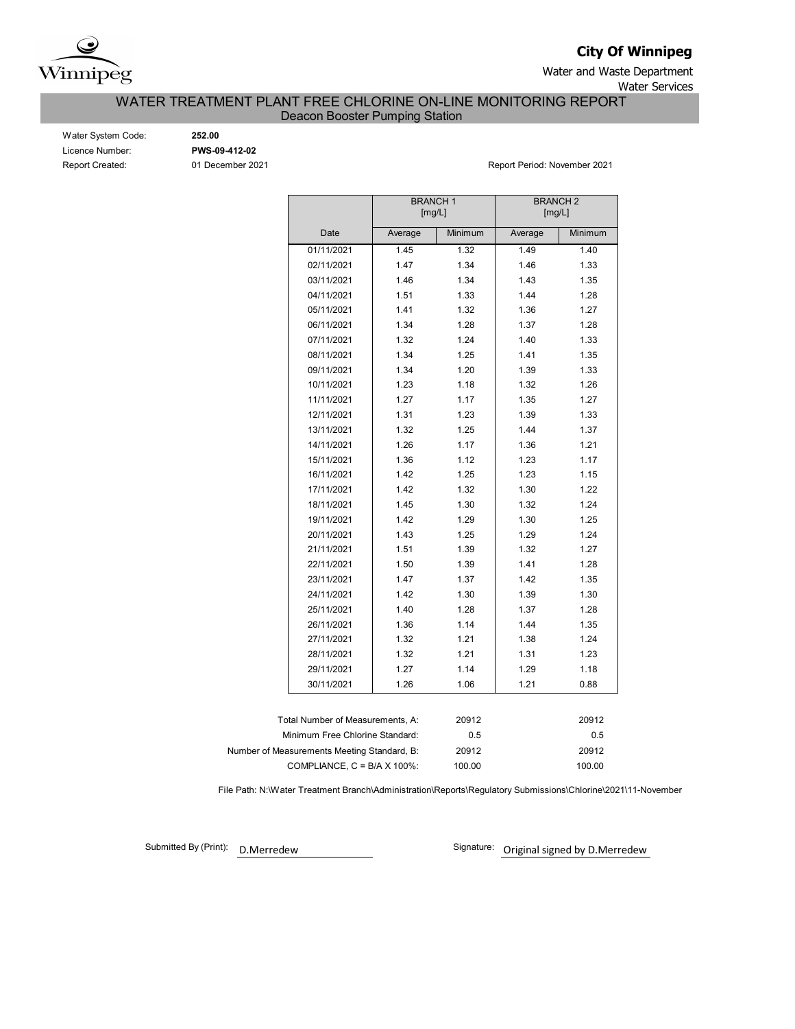**City Of Winnipeg**

Water and Waste Department

Water Services

# WATER TREATMENT PLANT FREE CHLORINE ON-LINE MONITORING REPORT

## Deacon Booster Pumping Station

Water System Code: **252.00**

Licence Number: **PWS-09-412-02**

Report Created: 01 December 2021

Report Period: November 2021

| | BRANCH 1 [mg/L] | | BRANCH 2 [mg/L] | |
|---|---|---|---|---|
| Date | Average | Minimum | Average | Minimum |
| 01/11/2021 | 1.45 | 1.32 | 1.49 | 1.40 |
| 02/11/2021 | 1.47 | 1.34 | 1.46 | 1.33 |
| 03/11/2021 | 1.46 | 1.34 | 1.43 | 1.35 |
| 04/11/2021 | 1.51 | 1.33 | 1.44 | 1.28 |
| 05/11/2021 | 1.41 | 1.32 | 1.36 | 1.27 |
| 06/11/2021 | 1.34 | 1.28 | 1.37 | 1.28 |
| 07/11/2021 | 1.32 | 1.24 | 1.40 | 1.33 |
| 08/11/2021 | 1.34 | 1.25 | 1.41 | 1.35 |
| 09/11/2021 | 1.34 | 1.20 | 1.39 | 1.33 |
| 10/11/2021 | 1.23 | 1.18 | 1.32 | 1.26 |
| 11/11/2021 | 1.27 | 1.17 | 1.35 | 1.27 |
| 12/11/2021 | 1.31 | 1.23 | 1.39 | 1.33 |
| 13/11/2021 | 1.32 | 1.25 | 1.44 | 1.37 |
| 14/11/2021 | 1.26 | 1.17 | 1.36 | 1.21 |
| 15/11/2021 | 1.36 | 1.12 | 1.23 | 1.17 |
| 16/11/2021 | 1.42 | 1.25 | 1.23 | 1.15 |
| 17/11/2021 | 1.42 | 1.32 | 1.30 | 1.22 |
| 18/11/2021 | 1.45 | 1.30 | 1.32 | 1.24 |
| 19/11/2021 | 1.42 | 1.29 | 1.30 | 1.25 |
| 20/11/2021 | 1.43 | 1.25 | 1.29 | 1.24 |
| 21/11/2021 | 1.51 | 1.39 | 1.32 | 1.27 |
| 22/11/2021 | 1.50 | 1.39 | 1.41 | 1.28 |
| 23/11/2021 | 1.47 | 1.37 | 1.42 | 1.35 |
| 24/11/2021 | 1.42 | 1.30 | 1.39 | 1.30 |
| 25/11/2021 | 1.40 | 1.28 | 1.37 | 1.28 |
| 26/11/2021 | 1.36 | 1.14 | 1.44 | 1.35 |
| 27/11/2021 | 1.32 | 1.21 | 1.38 | 1.24 |
| 28/11/2021 | 1.32 | 1.21 | 1.31 | 1.23 |
| 29/11/2021 | 1.27 | 1.14 | 1.29 | 1.18 |
| 30/11/2021 | 1.26 | 1.06 | 1.21 | 0.88 |

| | Branch 1 | Branch 2 |
|---|---|---|
| Total Number of Measurements, A: | 20912 | 20912 |
| Minimum Free Chlorine Standard: | 0.5 | 0.5 |
| Number of Measurements Meeting Standard, B: | 20912 | 20912 |
| COMPLIANCE, C = B/A X 100%: | 100.00 | 100.00 |

File Path: N:\Water Treatment Branch\Administration\Reports\Regulatory Submissions\Chlorine\2021\11-November

Submitted By (Print): D.Merredew

Signature: Original signed by D.Merredew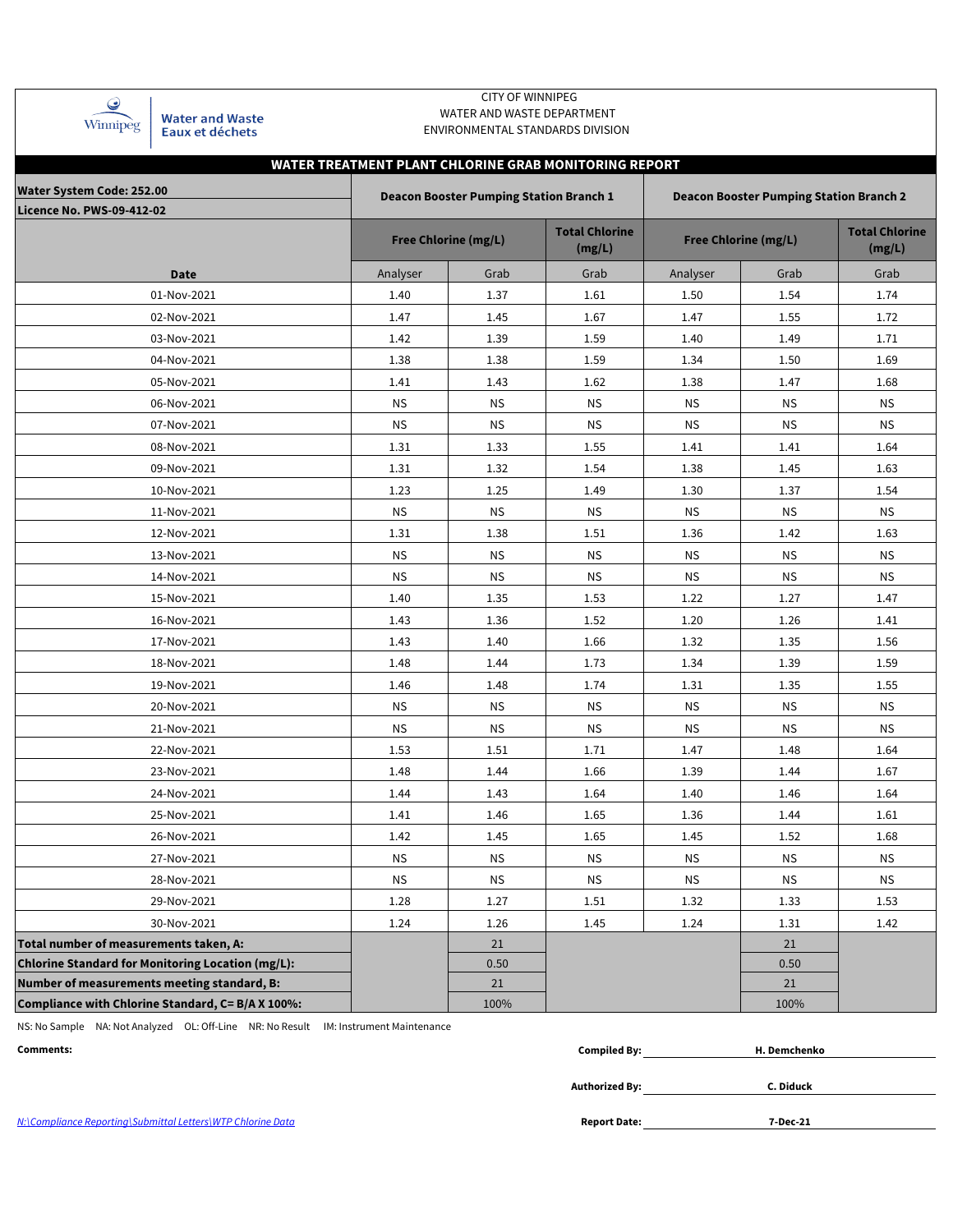CITY OF WINNIPEG
WATER AND WASTE DEPARTMENT
ENVIRONMENTAL STANDARDS DIVISION

Winnipeg | Water and Waste | Eaux et déchets

## WATER TREATMENT PLANT CHLORINE GRAB MONITORING REPORT

**Water System Code: 252.00**
**Licence No. PWS-09-412-02**

| | Deacon Booster Pumping Station Branch 1 | | | Deacon Booster Pumping Station Branch 2 | | |
|---|---|---|---|---|---|---|
| | Free Chlorine (mg/L) | | Total Chlorine (mg/L) | Free Chlorine (mg/L) | | Total Chlorine (mg/L) |
| **Date** | Analyser | Grab | Grab | Analyser | Grab | Grab |
| 01-Nov-2021 | 1.40 | 1.37 | 1.61 | 1.50 | 1.54 | 1.74 |
| 02-Nov-2021 | 1.47 | 1.45 | 1.67 | 1.47 | 1.55 | 1.72 |
| 03-Nov-2021 | 1.42 | 1.39 | 1.59 | 1.40 | 1.49 | 1.71 |
| 04-Nov-2021 | 1.38 | 1.38 | 1.59 | 1.34 | 1.50 | 1.69 |
| 05-Nov-2021 | 1.41 | 1.43 | 1.62 | 1.38 | 1.47 | 1.68 |
| 06-Nov-2021 | NS | NS | NS | NS | NS | NS |
| 07-Nov-2021 | NS | NS | NS | NS | NS | NS |
| 08-Nov-2021 | 1.31 | 1.33 | 1.55 | 1.41 | 1.41 | 1.64 |
| 09-Nov-2021 | 1.31 | 1.32 | 1.54 | 1.38 | 1.45 | 1.63 |
| 10-Nov-2021 | 1.23 | 1.25 | 1.49 | 1.30 | 1.37 | 1.54 |
| 11-Nov-2021 | NS | NS | NS | NS | NS | NS |
| 12-Nov-2021 | 1.31 | 1.38 | 1.51 | 1.36 | 1.42 | 1.63 |
| 13-Nov-2021 | NS | NS | NS | NS | NS | NS |
| 14-Nov-2021 | NS | NS | NS | NS | NS | NS |
| 15-Nov-2021 | 1.40 | 1.35 | 1.53 | 1.22 | 1.27 | 1.47 |
| 16-Nov-2021 | 1.43 | 1.36 | 1.52 | 1.20 | 1.26 | 1.41 |
| 17-Nov-2021 | 1.43 | 1.40 | 1.66 | 1.32 | 1.35 | 1.56 |
| 18-Nov-2021 | 1.48 | 1.44 | 1.73 | 1.34 | 1.39 | 1.59 |
| 19-Nov-2021 | 1.46 | 1.48 | 1.74 | 1.31 | 1.35 | 1.55 |
| 20-Nov-2021 | NS | NS | NS | NS | NS | NS |
| 21-Nov-2021 | NS | NS | NS | NS | NS | NS |
| 22-Nov-2021 | 1.53 | 1.51 | 1.71 | 1.47 | 1.48 | 1.64 |
| 23-Nov-2021 | 1.48 | 1.44 | 1.66 | 1.39 | 1.44 | 1.67 |
| 24-Nov-2021 | 1.44 | 1.43 | 1.64 | 1.40 | 1.46 | 1.64 |
| 25-Nov-2021 | 1.41 | 1.46 | 1.65 | 1.36 | 1.44 | 1.61 |
| 26-Nov-2021 | 1.42 | 1.45 | 1.65 | 1.45 | 1.52 | 1.68 |
| 27-Nov-2021 | NS | NS | NS | NS | NS | NS |
| 28-Nov-2021 | NS | NS | NS | NS | NS | NS |
| 29-Nov-2021 | 1.28 | 1.27 | 1.51 | 1.32 | 1.33 | 1.53 |
| 30-Nov-2021 | 1.24 | 1.26 | 1.45 | 1.24 | 1.31 | 1.42 |
| **Total number of measurements taken, A:** | | 21 | | | 21 | |
| **Chlorine Standard for Monitoring Location (mg/L):** | | 0.50 | | | 0.50 | |
| **Number of measurements meeting standard, B:** | | 21 | | | 21 | |
| **Compliance with Chlorine Standard, C= B/A X 100%:** | | 100% | | | 100% | |

NS: No Sample NA: Not Analyzed OL: Off-Line NR: No Result IM: Instrument Maintenance

**Comments:**

**Compiled By:** H. Demchenko

**Authorized By:** C. Diduck

**Report Date:** 7-Dec-21

N:\Compliance Reporting\Submittal Letters\WTP Chlorine Data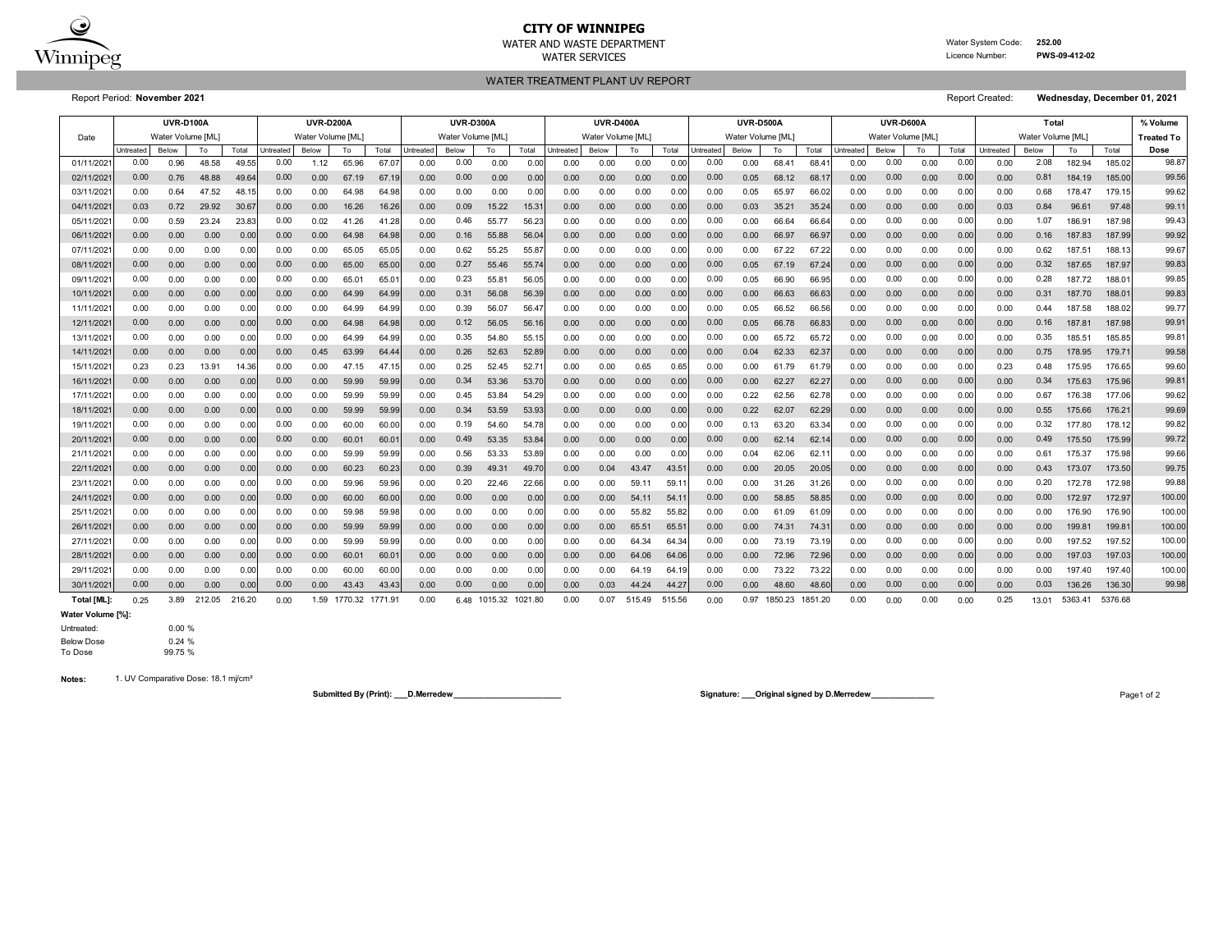# CITY OF WINNIPEG

WATER AND WASTE DEPARTMENT

WATER SERVICES

Water System Code: **252.00**
Licence Number: **PWS-09-412-02**

## WATER TREATMENT PLANT UV REPORT

Report Period: **November 2021**

Report Created: **Wednesday, December 01, 2021**

| Date | UVR-D100A Water Volume [ML] | | | | UVR-D200A Water Volume [ML] | | | | UVR-D300A Water Volume [ML] | | | | UVR-D400A Water Volume [ML] | | | | UVR-D500A Water Volume [ML] | | | | UVR-D600A Water Volume [ML] | | | | Total Water Volume [ML] | | | | % Volume Treated To Dose |
|---|---|---|---|---|---|---|---|---|---|---|---|---|---|---|---|---|---|---|---|---|---|---|---|---|---|---|---|---|---|
| | Untreated | Below | To | Total | Untreated | Below | To | Total | Untreated | Below | To | Total | Untreated | Below | To | Total | Untreated | Below | To | Total | Untreated | Below | To | Total | Untreated | Below | To | Total | |
| 01/11/2021 | 0.00 | 0.96 | 48.58 | 49.55 | 0.00 | 1.12 | 65.96 | 67.07 | 0.00 | 0.00 | 0.00 | 0.00 | 0.00 | 0.00 | 0.00 | 0.00 | 0.00 | 0.00 | 68.41 | 68.41 | 0.00 | 0.00 | 0.00 | 0.00 | 0.00 | 2.08 | 182.94 | 185.02 | 98.87 |
| 02/11/2021 | 0.00 | 0.76 | 48.88 | 49.64 | 0.00 | 0.00 | 67.19 | 67.19 | 0.00 | 0.00 | 0.00 | 0.00 | 0.00 | 0.00 | 0.00 | 0.00 | 0.00 | 0.05 | 68.12 | 68.17 | 0.00 | 0.00 | 0.00 | 0.00 | 0.00 | 0.81 | 184.19 | 185.00 | 99.56 |
| 03/11/2021 | 0.00 | 0.64 | 47.52 | 48.15 | 0.00 | 0.00 | 64.98 | 64.98 | 0.00 | 0.00 | 0.00 | 0.00 | 0.00 | 0.00 | 0.00 | 0.00 | 0.00 | 0.05 | 65.97 | 66.02 | 0.00 | 0.00 | 0.00 | 0.00 | 0.00 | 0.68 | 178.47 | 179.15 | 99.62 |
| 04/11/2021 | 0.03 | 0.72 | 29.92 | 30.67 | 0.00 | 0.00 | 16.26 | 16.26 | 0.00 | 0.09 | 15.22 | 15.31 | 0.00 | 0.00 | 0.00 | 0.00 | 0.00 | 0.03 | 35.21 | 35.24 | 0.00 | 0.00 | 0.00 | 0.00 | 0.03 | 0.84 | 96.61 | 97.48 | 99.11 |
| 05/11/2021 | 0.00 | 0.59 | 23.24 | 23.83 | 0.00 | 0.02 | 41.26 | 41.28 | 0.00 | 0.46 | 55.77 | 56.23 | 0.00 | 0.00 | 0.00 | 0.00 | 0.00 | 0.00 | 66.64 | 66.64 | 0.00 | 0.00 | 0.00 | 0.00 | 0.00 | 1.07 | 186.91 | 187.98 | 99.43 |
| 06/11/2021 | 0.00 | 0.00 | 0.00 | 0.00 | 0.00 | 0.00 | 64.98 | 64.98 | 0.00 | 0.16 | 55.88 | 56.04 | 0.00 | 0.00 | 0.00 | 0.00 | 0.00 | 0.00 | 66.97 | 66.97 | 0.00 | 0.00 | 0.00 | 0.00 | 0.00 | 0.16 | 187.83 | 187.99 | 99.92 |
| 07/11/2021 | 0.00 | 0.00 | 0.00 | 0.00 | 0.00 | 0.00 | 65.05 | 65.05 | 0.00 | 0.62 | 55.25 | 55.87 | 0.00 | 0.00 | 0.00 | 0.00 | 0.00 | 0.00 | 67.22 | 67.22 | 0.00 | 0.00 | 0.00 | 0.00 | 0.00 | 0.62 | 187.51 | 188.13 | 99.67 |
| 08/11/2021 | 0.00 | 0.00 | 0.00 | 0.00 | 0.00 | 0.00 | 65.00 | 65.00 | 0.00 | 0.27 | 55.46 | 55.74 | 0.00 | 0.00 | 0.00 | 0.00 | 0.00 | 0.05 | 67.19 | 67.24 | 0.00 | 0.00 | 0.00 | 0.00 | 0.00 | 0.32 | 187.65 | 187.97 | 99.83 |
| 09/11/2021 | 0.00 | 0.00 | 0.00 | 0.00 | 0.00 | 0.00 | 65.01 | 65.01 | 0.00 | 0.23 | 55.81 | 56.05 | 0.00 | 0.00 | 0.00 | 0.00 | 0.00 | 0.05 | 66.90 | 66.95 | 0.00 | 0.00 | 0.00 | 0.00 | 0.00 | 0.28 | 187.72 | 188.01 | 99.85 |
| 10/11/2021 | 0.00 | 0.00 | 0.00 | 0.00 | 0.00 | 0.00 | 64.99 | 64.99 | 0.00 | 0.31 | 56.08 | 56.39 | 0.00 | 0.00 | 0.00 | 0.00 | 0.00 | 0.00 | 66.63 | 66.63 | 0.00 | 0.00 | 0.00 | 0.00 | 0.00 | 0.31 | 187.70 | 188.01 | 99.83 |
| 11/11/2021 | 0.00 | 0.00 | 0.00 | 0.00 | 0.00 | 0.00 | 64.99 | 64.99 | 0.00 | 0.39 | 56.07 | 56.47 | 0.00 | 0.00 | 0.00 | 0.00 | 0.00 | 0.05 | 66.52 | 66.56 | 0.00 | 0.00 | 0.00 | 0.00 | 0.00 | 0.44 | 187.58 | 188.02 | 99.77 |
| 12/11/2021 | 0.00 | 0.00 | 0.00 | 0.00 | 0.00 | 0.00 | 64.98 | 64.98 | 0.00 | 0.12 | 56.05 | 56.16 | 0.00 | 0.00 | 0.00 | 0.00 | 0.00 | 0.05 | 66.78 | 66.83 | 0.00 | 0.00 | 0.00 | 0.00 | 0.00 | 0.16 | 187.81 | 187.98 | 99.91 |
| 13/11/2021 | 0.00 | 0.00 | 0.00 | 0.00 | 0.00 | 0.00 | 64.99 | 64.99 | 0.00 | 0.35 | 54.80 | 55.15 | 0.00 | 0.00 | 0.00 | 0.00 | 0.00 | 0.00 | 65.72 | 65.72 | 0.00 | 0.00 | 0.00 | 0.00 | 0.00 | 0.35 | 185.51 | 185.85 | 99.81 |
| 14/11/2021 | 0.00 | 0.00 | 0.00 | 0.00 | 0.00 | 0.45 | 63.99 | 64.44 | 0.00 | 0.26 | 52.63 | 52.89 | 0.00 | 0.00 | 0.00 | 0.00 | 0.00 | 0.04 | 62.33 | 62.37 | 0.00 | 0.00 | 0.00 | 0.00 | 0.00 | 0.75 | 178.95 | 179.71 | 99.58 |
| 15/11/2021 | 0.23 | 0.23 | 13.91 | 14.36 | 0.00 | 0.00 | 47.15 | 47.15 | 0.00 | 0.25 | 52.45 | 52.71 | 0.00 | 0.00 | 0.65 | 0.65 | 0.00 | 0.00 | 61.79 | 61.79 | 0.00 | 0.00 | 0.00 | 0.00 | 0.23 | 0.48 | 175.95 | 176.65 | 99.60 |
| 16/11/2021 | 0.00 | 0.00 | 0.00 | 0.00 | 0.00 | 0.00 | 59.99 | 59.99 | 0.00 | 0.34 | 53.36 | 53.70 | 0.00 | 0.00 | 0.00 | 0.00 | 0.00 | 0.00 | 62.27 | 62.27 | 0.00 | 0.00 | 0.00 | 0.00 | 0.00 | 0.34 | 175.63 | 175.96 | 99.81 |
| 17/11/2021 | 0.00 | 0.00 | 0.00 | 0.00 | 0.00 | 0.00 | 59.99 | 59.99 | 0.00 | 0.45 | 53.84 | 54.29 | 0.00 | 0.00 | 0.00 | 0.00 | 0.00 | 0.22 | 62.56 | 62.78 | 0.00 | 0.00 | 0.00 | 0.00 | 0.00 | 0.67 | 176.38 | 177.06 | 99.62 |
| 18/11/2021 | 0.00 | 0.00 | 0.00 | 0.00 | 0.00 | 0.00 | 59.99 | 59.99 | 0.00 | 0.34 | 53.59 | 53.93 | 0.00 | 0.00 | 0.00 | 0.00 | 0.00 | 0.22 | 62.07 | 62.29 | 0.00 | 0.00 | 0.00 | 0.00 | 0.00 | 0.55 | 175.66 | 176.21 | 99.69 |
| 19/11/2021 | 0.00 | 0.00 | 0.00 | 0.00 | 0.00 | 0.00 | 60.00 | 60.00 | 0.00 | 0.19 | 54.60 | 54.78 | 0.00 | 0.00 | 0.00 | 0.00 | 0.00 | 0.13 | 63.20 | 63.34 | 0.00 | 0.00 | 0.00 | 0.00 | 0.00 | 0.32 | 177.80 | 178.12 | 99.82 |
| 20/11/2021 | 0.00 | 0.00 | 0.00 | 0.00 | 0.00 | 0.00 | 60.01 | 60.01 | 0.00 | 0.49 | 53.35 | 53.84 | 0.00 | 0.00 | 0.00 | 0.00 | 0.00 | 0.00 | 62.14 | 62.14 | 0.00 | 0.00 | 0.00 | 0.00 | 0.00 | 0.49 | 175.50 | 175.99 | 99.72 |
| 21/11/2021 | 0.00 | 0.00 | 0.00 | 0.00 | 0.00 | 0.00 | 59.99 | 59.99 | 0.00 | 0.56 | 53.33 | 53.89 | 0.00 | 0.00 | 0.00 | 0.00 | 0.00 | 0.04 | 62.06 | 62.11 | 0.00 | 0.00 | 0.00 | 0.00 | 0.00 | 0.61 | 175.37 | 175.98 | 99.66 |
| 22/11/2021 | 0.00 | 0.00 | 0.00 | 0.00 | 0.00 | 0.00 | 60.23 | 60.23 | 0.00 | 0.39 | 49.31 | 49.70 | 0.00 | 0.04 | 43.47 | 43.51 | 0.00 | 0.00 | 20.05 | 20.05 | 0.00 | 0.00 | 0.00 | 0.00 | 0.00 | 0.43 | 173.07 | 173.50 | 99.75 |
| 23/11/2021 | 0.00 | 0.00 | 0.00 | 0.00 | 0.00 | 0.00 | 59.96 | 59.96 | 0.00 | 0.20 | 22.46 | 22.66 | 0.00 | 0.00 | 59.11 | 59.11 | 0.00 | 0.00 | 31.26 | 31.26 | 0.00 | 0.00 | 0.00 | 0.00 | 0.00 | 0.20 | 172.78 | 172.98 | 99.88 |
| 24/11/2021 | 0.00 | 0.00 | 0.00 | 0.00 | 0.00 | 0.00 | 60.00 | 60.00 | 0.00 | 0.00 | 0.00 | 0.00 | 0.00 | 0.00 | 54.11 | 54.11 | 0.00 | 0.00 | 58.85 | 58.85 | 0.00 | 0.00 | 0.00 | 0.00 | 0.00 | 0.00 | 172.97 | 172.97 | 100.00 |
| 25/11/2021 | 0.00 | 0.00 | 0.00 | 0.00 | 0.00 | 0.00 | 59.98 | 59.98 | 0.00 | 0.00 | 0.00 | 0.00 | 0.00 | 0.00 | 55.82 | 55.82 | 0.00 | 0.00 | 61.09 | 61.09 | 0.00 | 0.00 | 0.00 | 0.00 | 0.00 | 0.00 | 176.90 | 176.90 | 100.00 |
| 26/11/2021 | 0.00 | 0.00 | 0.00 | 0.00 | 0.00 | 0.00 | 59.99 | 59.99 | 0.00 | 0.00 | 0.00 | 0.00 | 0.00 | 0.00 | 65.51 | 65.51 | 0.00 | 0.00 | 74.31 | 74.31 | 0.00 | 0.00 | 0.00 | 0.00 | 0.00 | 0.00 | 199.81 | 199.81 | 100.00 |
| 27/11/2021 | 0.00 | 0.00 | 0.00 | 0.00 | 0.00 | 0.00 | 59.99 | 59.99 | 0.00 | 0.00 | 0.00 | 0.00 | 0.00 | 0.00 | 64.34 | 64.34 | 0.00 | 0.00 | 73.19 | 73.19 | 0.00 | 0.00 | 0.00 | 0.00 | 0.00 | 0.00 | 197.52 | 197.52 | 100.00 |
| 28/11/2021 | 0.00 | 0.00 | 0.00 | 0.00 | 0.00 | 0.00 | 60.01 | 60.01 | 0.00 | 0.00 | 0.00 | 0.00 | 0.00 | 0.00 | 64.06 | 64.06 | 0.00 | 0.00 | 72.96 | 72.96 | 0.00 | 0.00 | 0.00 | 0.00 | 0.00 | 0.00 | 197.03 | 197.03 | 100.00 |
| 29/11/2021 | 0.00 | 0.00 | 0.00 | 0.00 | 0.00 | 0.00 | 60.00 | 60.00 | 0.00 | 0.00 | 0.00 | 0.00 | 0.00 | 0.00 | 64.19 | 64.19 | 0.00 | 0.00 | 73.22 | 73.22 | 0.00 | 0.00 | 0.00 | 0.00 | 0.00 | 0.00 | 197.40 | 197.40 | 100.00 |
| 30/11/2021 | 0.00 | 0.00 | 0.00 | 0.00 | 0.00 | 0.00 | 43.43 | 43.43 | 0.00 | 0.00 | 0.00 | 0.00 | 0.00 | 0.03 | 44.24 | 44.27 | 0.00 | 0.00 | 48.60 | 48.60 | 0.00 | 0.00 | 0.00 | 0.00 | 0.00 | 0.03 | 136.26 | 136.30 | 99.98 |
| **Total [ML]:** | 0.25 | 3.89 | 212.05 | 216.20 | 0.00 | 1.59 | 1770.32 | 1771.91 | 0.00 | 6.48 | 1015.32 | 1021.80 | 0.00 | 0.07 | 515.49 | 515.56 | 0.00 | 0.97 | 1850.23 | 1851.20 | 0.00 | 0.00 | 0.00 | 0.00 | 0.25 | 13.01 | 5363.41 | 5376.68 | |

**Water Volume [%]:**

| | |
|---|---|
| Untreated: | 0.00 % |
| Below Dose | 0.24 % |
| To Dose | 99.75 % |

**Notes:** 1. UV Comparative Dose: 18.1 mj/cm²

**Submitted By (Print):** ___D.Merredew________________________

**Signature:** ___Original signed by D.Merredew______________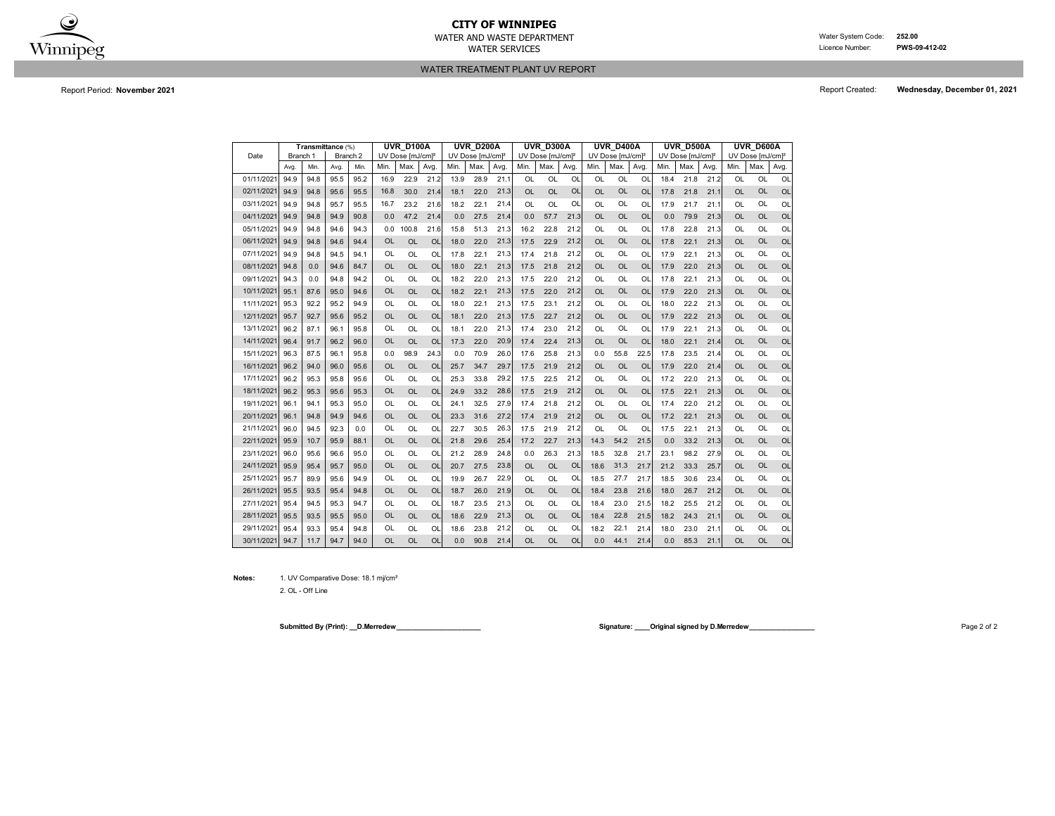# CITY OF WINNIPEG

WATER AND WASTE DEPARTMENT

WATER SERVICES

Water System Code: **252.00**

Licence Number: **PWS-09-412-02**

## WATER TREATMENT PLANT UV REPORT

Report Period: **November 2021**

Report Created: **Wednesday, December 01, 2021**

| Date | Transmittance (%) | | | | UVR_D100A | | | UVR_D200A | | | UVR_D300A | | | UVR_D400A | | | UVR_D500A | | | UVR_D600A | | |
|---|---|---|---|---|---|---|---|---|---|---|---|---|---|---|---|---|---|---|---|---|---|---|
| | Branch 1 | | Branch 2 | | UV Dose [mJ/cm²] | | | UV Dose [mJ/cm²] | | | UV Dose [mJ/cm²] | | | UV Dose [mJ/cm²] | | | UV Dose [mJ/cm²] | | | UV Dose [mJ/cm²] | | |
| | Avg. | Min. | Avg. | Min. | Min. | Max. | Avg. | Min. | Max. | Avg. | Min. | Max. | Avg. | Min. | Max. | Avg. | Min. | Max. | Avg. | Min. | Max. | Avg. |
| 01/11/2021 | 94.9 | 94.8 | 95.5 | 95.2 | 16.9 | 22.9 | 21.2 | 13.9 | 28.9 | 21.1 | OL | OL | OL | OL | OL | OL | 18.4 | 21.8 | 21.2 | OL | OL | OL |
| 02/11/2021 | 94.9 | 94.8 | 95.6 | 95.5 | 16.8 | 30.0 | 21.4 | 18.1 | 22.0 | 21.3 | OL | OL | OL | OL | OL | OL | 17.8 | 21.8 | 21.1 | OL | OL | OL |
| 03/11/2021 | 94.9 | 94.8 | 95.7 | 95.5 | 16.7 | 23.2 | 21.6 | 18.2 | 22.1 | 21.4 | OL | OL | OL | OL | OL | OL | 17.9 | 21.7 | 21.1 | OL | OL | OL |
| 04/11/2021 | 94.9 | 94.8 | 94.9 | 90.8 | 0.0 | 47.2 | 21.4 | 0.0 | 27.5 | 21.4 | 0.0 | 57.7 | 21.3 | OL | OL | OL | 0.0 | 79.9 | 21.3 | OL | OL | OL |
| 05/11/2021 | 94.9 | 94.8 | 94.6 | 94.3 | 0.0 | 100.8 | 21.6 | 15.8 | 51.3 | 21.3 | 16.2 | 22.8 | 21.2 | OL | OL | OL | 17.8 | 22.8 | 21.3 | OL | OL | OL |
| 06/11/2021 | 94.9 | 94.8 | 94.6 | 94.4 | OL | OL | OL | 18.0 | 22.0 | 21.3 | 17.5 | 22.9 | 21.2 | OL | OL | OL | 17.8 | 22.1 | 21.3 | OL | OL | OL |
| 07/11/2021 | 94.9 | 94.8 | 94.5 | 94.1 | OL | OL | OL | 17.8 | 22.1 | 21.3 | 17.4 | 21.8 | 21.2 | OL | OL | OL | 17.9 | 22.1 | 21.3 | OL | OL | OL |
| 08/11/2021 | 94.8 | 0.0 | 94.6 | 84.7 | OL | OL | OL | 18.0 | 22.1 | 21.3 | 17.5 | 21.8 | 21.2 | OL | OL | OL | 17.9 | 22.0 | 21.3 | OL | OL | OL |
| 09/11/2021 | 94.3 | 0.0 | 94.8 | 94.2 | OL | OL | OL | 18.2 | 22.0 | 21.3 | 17.5 | 22.0 | 21.2 | OL | OL | OL | 17.8 | 22.1 | 21.3 | OL | OL | OL |
| 10/11/2021 | 95.1 | 87.6 | 95.0 | 94.6 | OL | OL | OL | 18.2 | 22.1 | 21.3 | 17.5 | 22.0 | 21.2 | OL | OL | OL | 17.9 | 22.0 | 21.3 | OL | OL | OL |
| 11/11/2021 | 95.3 | 92.2 | 95.2 | 94.9 | OL | OL | OL | 18.0 | 22.1 | 21.3 | 17.5 | 23.1 | 21.2 | OL | OL | OL | 18.0 | 22.2 | 21.3 | OL | OL | OL |
| 12/11/2021 | 95.7 | 92.7 | 95.6 | 95.2 | OL | OL | OL | 18.1 | 22.0 | 21.3 | 17.5 | 22.7 | 21.2 | OL | OL | OL | 17.9 | 22.2 | 21.3 | OL | OL | OL |
| 13/11/2021 | 96.2 | 87.1 | 96.1 | 95.8 | OL | OL | OL | 18.1 | 22.0 | 21.3 | 17.4 | 23.0 | 21.2 | OL | OL | OL | 17.9 | 22.1 | 21.3 | OL | OL | OL |
| 14/11/2021 | 96.4 | 91.7 | 96.2 | 96.0 | OL | OL | OL | 17.3 | 22.0 | 20.9 | 17.4 | 22.4 | 21.3 | OL | OL | OL | 18.0 | 22.1 | 21.4 | OL | OL | OL |
| 15/11/2021 | 96.3 | 87.5 | 96.1 | 95.8 | 0.0 | 98.9 | 24.3 | 0.0 | 70.9 | 26.0 | 17.6 | 25.8 | 21.3 | 0.0 | 55.8 | 22.5 | 17.8 | 23.5 | 21.4 | OL | OL | OL |
| 16/11/2021 | 96.2 | 94.0 | 96.0 | 95.6 | OL | OL | OL | 25.7 | 34.7 | 29.7 | 17.5 | 21.9 | 21.2 | OL | OL | OL | 17.9 | 22.0 | 21.4 | OL | OL | OL |
| 17/11/2021 | 96.2 | 95.3 | 95.8 | 95.6 | OL | OL | OL | 25.3 | 33.8 | 29.2 | 17.5 | 22.5 | 21.2 | OL | OL | OL | 17.2 | 22.0 | 21.3 | OL | OL | OL |
| 18/11/2021 | 96.2 | 95.3 | 95.6 | 95.3 | OL | OL | OL | 24.9 | 33.2 | 28.6 | 17.5 | 21.9 | 21.2 | OL | OL | OL | 17.5 | 22.1 | 21.3 | OL | OL | OL |
| 19/11/2021 | 96.1 | 94.1 | 95.3 | 95.0 | OL | OL | OL | 24.1 | 32.5 | 27.9 | 17.4 | 21.8 | 21.2 | OL | OL | OL | 17.4 | 22.0 | 21.2 | OL | OL | OL |
| 20/11/2021 | 96.1 | 94.8 | 94.9 | 94.6 | OL | OL | OL | 23.3 | 31.6 | 27.2 | 17.4 | 21.9 | 21.2 | OL | OL | OL | 17.2 | 22.1 | 21.3 | OL | OL | OL |
| 21/11/2021 | 96.0 | 94.5 | 92.3 | 0.0 | OL | OL | OL | 22.7 | 30.5 | 26.3 | 17.5 | 21.9 | 21.2 | OL | OL | OL | 17.5 | 22.1 | 21.3 | OL | OL | OL |
| 22/11/2021 | 95.9 | 10.7 | 95.9 | 88.1 | OL | OL | OL | 21.8 | 29.6 | 25.4 | 17.2 | 22.7 | 21.3 | 14.3 | 54.2 | 21.5 | 0.0 | 33.2 | 21.3 | OL | OL | OL |
| 23/11/2021 | 96.0 | 95.6 | 96.6 | 95.0 | OL | OL | OL | 21.2 | 28.9 | 24.8 | 0.0 | 26.3 | 21.3 | 18.5 | 32.8 | 21.7 | 23.1 | 98.2 | 27.9 | OL | OL | OL |
| 24/11/2021 | 95.9 | 95.4 | 95.7 | 95.0 | OL | OL | OL | 20.7 | 27.5 | 23.8 | OL | OL | OL | 18.6 | 31.3 | 21.7 | 21.2 | 33.3 | 25.7 | OL | OL | OL |
| 25/11/2021 | 95.7 | 89.9 | 95.6 | 94.9 | OL | OL | OL | 19.9 | 26.7 | 22.9 | OL | OL | OL | 18.5 | 27.7 | 21.7 | 18.5 | 30.6 | 23.4 | OL | OL | OL |
| 26/11/2021 | 95.5 | 93.5 | 95.4 | 94.8 | OL | OL | OL | 18.7 | 26.0 | 21.9 | OL | OL | OL | 18.4 | 23.8 | 21.6 | 18.0 | 26.7 | 21.2 | OL | OL | OL |
| 27/11/2021 | 95.4 | 94.5 | 95.3 | 94.7 | OL | OL | OL | 18.7 | 23.5 | 21.3 | OL | OL | OL | 18.4 | 23.0 | 21.5 | 18.2 | 25.5 | 21.2 | OL | OL | OL |
| 28/11/2021 | 95.5 | 93.5 | 95.5 | 95.0 | OL | OL | OL | 18.6 | 22.9 | 21.3 | OL | OL | OL | 18.4 | 22.8 | 21.5 | 18.2 | 24.3 | 21.1 | OL | OL | OL |
| 29/11/2021 | 95.4 | 93.3 | 95.4 | 94.8 | OL | OL | OL | 18.6 | 23.8 | 21.2 | OL | OL | OL | 18.2 | 22.1 | 21.4 | 18.0 | 23.0 | 21.1 | OL | OL | OL |
| 30/11/2021 | 94.7 | 11.7 | 94.7 | 94.0 | OL | OL | OL | 0.0 | 90.8 | 21.4 | OL | OL | OL | 0.0 | 44.1 | 21.4 | 0.0 | 85.3 | 21.1 | OL | OL | OL |

**Notes:**

1. UV Comparative Dose: 18.1 mj/cm²
2. OL - Off Line

**Submitted By (Print): __D.Merredew______________________**

**Signature: ____Original signed by D.Merredew_________________**